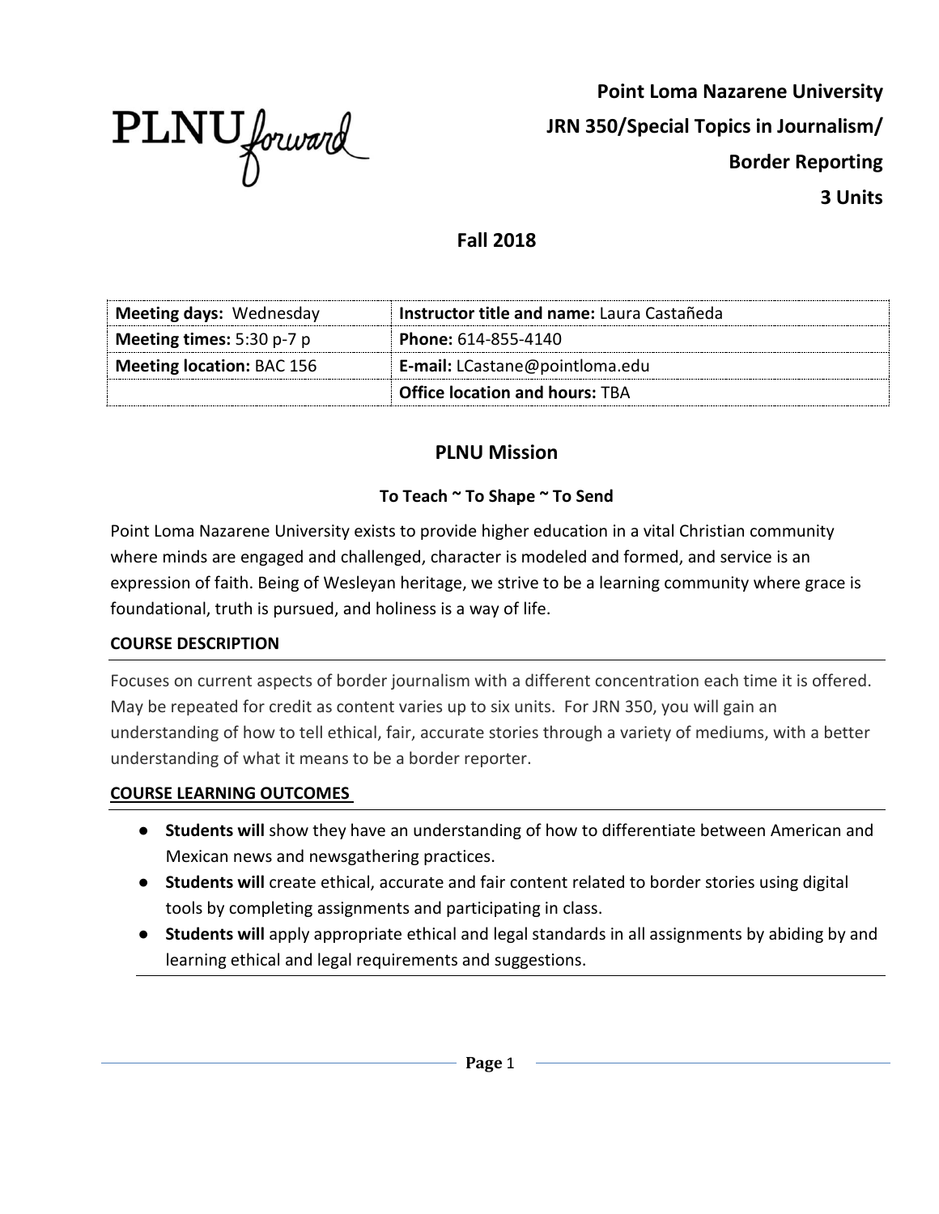PLNU forward

**Point Loma Nazarene University**

**JRN 350/Special Topics in Journalism/**

**Border Reporting**

**3 Units**

## Fall 2018

| **Meeting days:** Wednesday | **Instructor title and name:** Laura Castañeda |
|---|---|
| **Meeting times:** 5:30 p-7 p | **Phone:** 614-855-4140 |
| **Meeting location:** BAC 156 | **E-mail:** LCastane@pointloma.edu |
| | **Office location and hours:** TBA |

## PLNU Mission

### To Teach ~ To Shape ~ To Send

Point Loma Nazarene University exists to provide higher education in a vital Christian community where minds are engaged and challenged, character is modeled and formed, and service is an expression of faith. Being of Wesleyan heritage, we strive to be a learning community where grace is foundational, truth is pursued, and holiness is a way of life.

### COURSE DESCRIPTION

Focuses on current aspects of border journalism with a different concentration each time it is offered. May be repeated for credit as content varies up to six units. For JRN 350, you will gain an understanding of how to tell ethical, fair, accurate stories through a variety of mediums, with a better understanding of what it means to be a border reporter.

### COURSE LEARNING OUTCOMES

- **Students will** show they have an understanding of how to differentiate between American and Mexican news and newsgathering practices.
- **Students will** create ethical, accurate and fair content related to border stories using digital tools by completing assignments and participating in class.
- **Students will** apply appropriate ethical and legal standards in all assignments by abiding by and learning ethical and legal requirements and suggestions.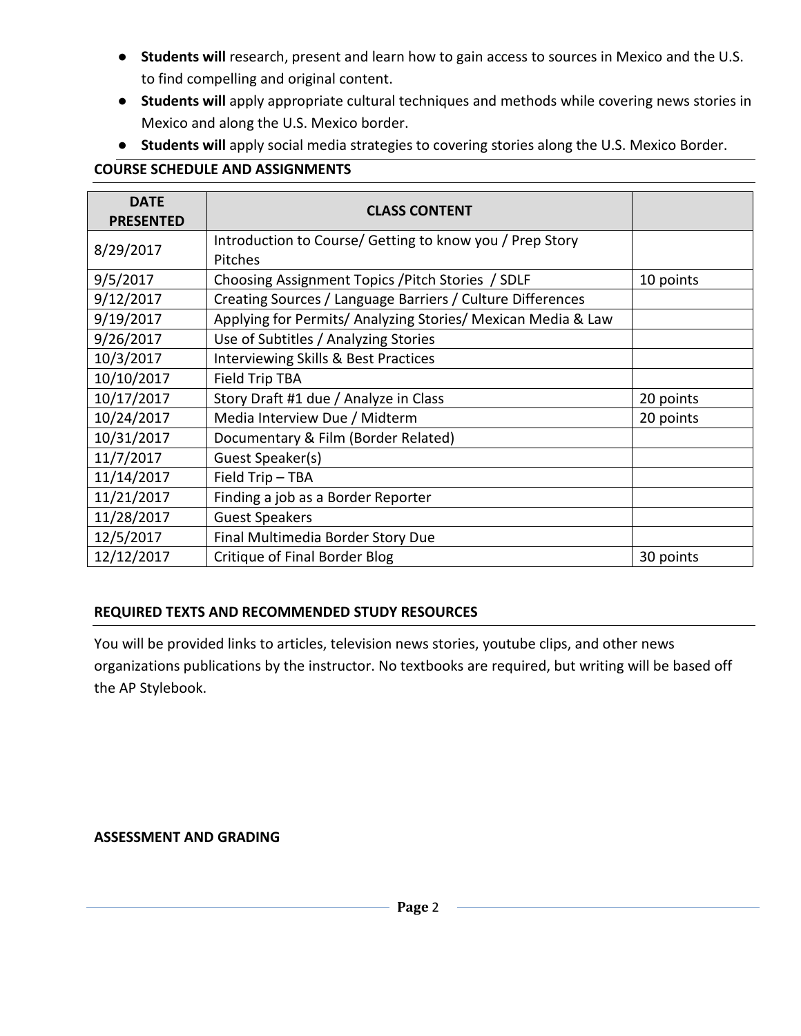- **Students will** research, present and learn how to gain access to sources in Mexico and the U.S. to find compelling and original content.
- **Students will** apply appropriate cultural techniques and methods while covering news stories in Mexico and along the U.S. Mexico border.
- **Students will** apply social media strategies to covering stories along the U.S. Mexico Border.

## COURSE SCHEDULE AND ASSIGNMENTS

| DATE PRESENTED | CLASS CONTENT | |
|---|---|---|
| 8/29/2017 | Introduction to Course/ Getting to know you / Prep Story Pitches | |
| 9/5/2017 | Choosing Assignment Topics /Pitch Stories / SDLF | 10 points |
| 9/12/2017 | Creating Sources / Language Barriers / Culture Differences | |
| 9/19/2017 | Applying for Permits/ Analyzing Stories/ Mexican Media & Law | |
| 9/26/2017 | Use of Subtitles / Analyzing Stories | |
| 10/3/2017 | Interviewing Skills & Best Practices | |
| 10/10/2017 | Field Trip TBA | |
| 10/17/2017 | Story Draft #1 due / Analyze in Class | 20 points |
| 10/24/2017 | Media Interview Due / Midterm | 20 points |
| 10/31/2017 | Documentary & Film (Border Related) | |
| 11/7/2017 | Guest Speaker(s) | |
| 11/14/2017 | Field Trip – TBA | |
| 11/21/2017 | Finding a job as a Border Reporter | |
| 11/28/2017 | Guest Speakers | |
| 12/5/2017 | Final Multimedia Border Story Due | |
| 12/12/2017 | Critique of Final Border Blog | 30 points |

## REQUIRED TEXTS AND RECOMMENDED STUDY RESOURCES

You will be provided links to articles, television news stories, youtube clips, and other news organizations publications by the instructor. No textbooks are required, but writing will be based off the AP Stylebook.

## ASSESSMENT AND GRADING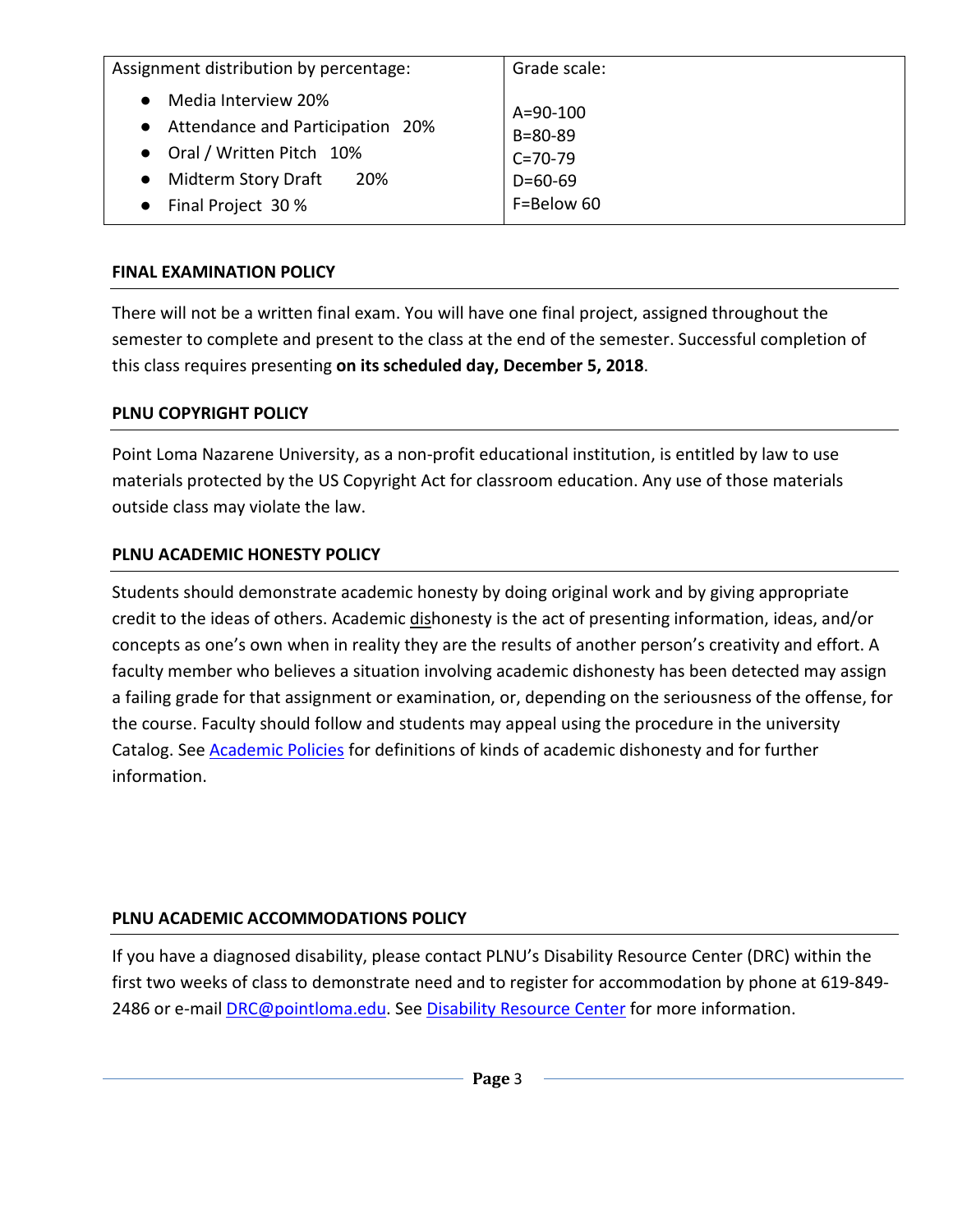| Assignment distribution by percentage: | Grade scale: |
| --- | --- |
| • Media Interview 20%<br>• Attendance and Participation 20%<br>• Oral / Written Pitch 10%<br>• Midterm Story Draft 20%<br>• Final Project 30 % | A=90-100<br>B=80-89<br>C=70-79<br>D=60-69<br>F=Below 60 |

## FINAL EXAMINATION POLICY

There will not be a written final exam. You will have one final project, assigned throughout the semester to complete and present to the class at the end of the semester. Successful completion of this class requires presenting **on its scheduled day, December 5, 2018**.

## PLNU COPYRIGHT POLICY

Point Loma Nazarene University, as a non-profit educational institution, is entitled by law to use materials protected by the US Copyright Act for classroom education. Any use of those materials outside class may violate the law.

## PLNU ACADEMIC HONESTY POLICY

Students should demonstrate academic honesty by doing original work and by giving appropriate credit to the ideas of others. Academic dishonesty is the act of presenting information, ideas, and/or concepts as one's own when in reality they are the results of another person's creativity and effort. A faculty member who believes a situation involving academic dishonesty has been detected may assign a failing grade for that assignment or examination, or, depending on the seriousness of the offense, for the course. Faculty should follow and students may appeal using the procedure in the university Catalog. See Academic Policies for definitions of kinds of academic dishonesty and for further information.

## PLNU ACADEMIC ACCOMMODATIONS POLICY

If you have a diagnosed disability, please contact PLNU's Disability Resource Center (DRC) within the first two weeks of class to demonstrate need and to register for accommodation by phone at 619-849-2486 or e-mail DRC@pointloma.edu. See Disability Resource Center for more information.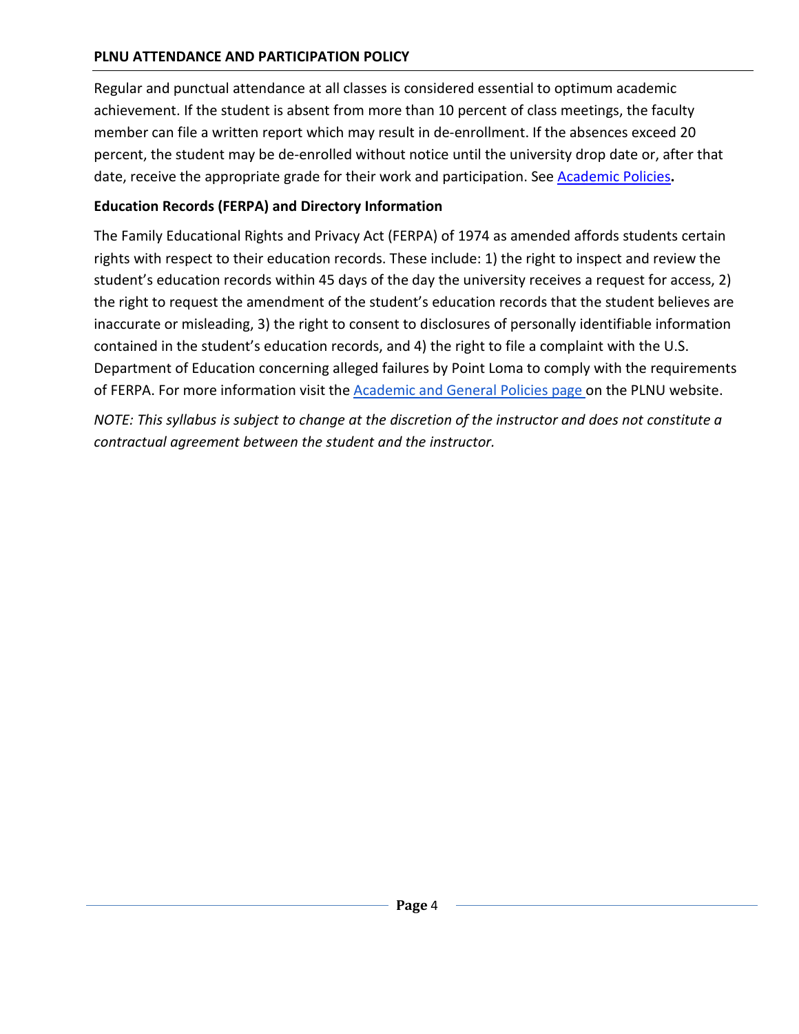**PLNU ATTENDANCE AND PARTICIPATION POLICY**

Regular and punctual attendance at all classes is considered essential to optimum academic achievement. If the student is absent from more than 10 percent of class meetings, the faculty member can file a written report which may result in de-enrollment. If the absences exceed 20 percent, the student may be de-enrolled without notice until the university drop date or, after that date, receive the appropriate grade for their work and participation. See Academic Policies**.**

**Education Records (FERPA) and Directory Information**

The Family Educational Rights and Privacy Act (FERPA) of 1974 as amended affords students certain rights with respect to their education records. These include: 1) the right to inspect and review the student's education records within 45 days of the day the university receives a request for access, 2) the right to request the amendment of the student's education records that the student believes are inaccurate or misleading, 3) the right to consent to disclosures of personally identifiable information contained in the student's education records, and 4) the right to file a complaint with the U.S. Department of Education concerning alleged failures by Point Loma to comply with the requirements of FERPA. For more information visit the Academic and General Policies page on the PLNU website.

*NOTE: This syllabus is subject to change at the discretion of the instructor and does not constitute a contractual agreement between the student and the instructor.*